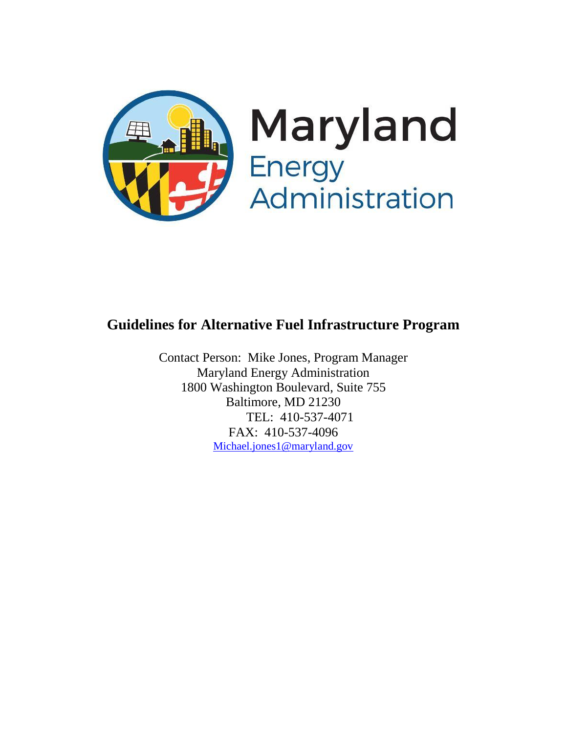Maryland

Energy

Administration

# Guidelines for Alternative Fuel Infrastructure Program

Contact Person: Mike Jones, Program Manager
Maryland Energy Administration
1800 Washington Boulevard, Suite 755
Baltimore, MD 21230
TEL: 410-537-4071
FAX: 410-537-4096
Michael.jones1@maryland.gov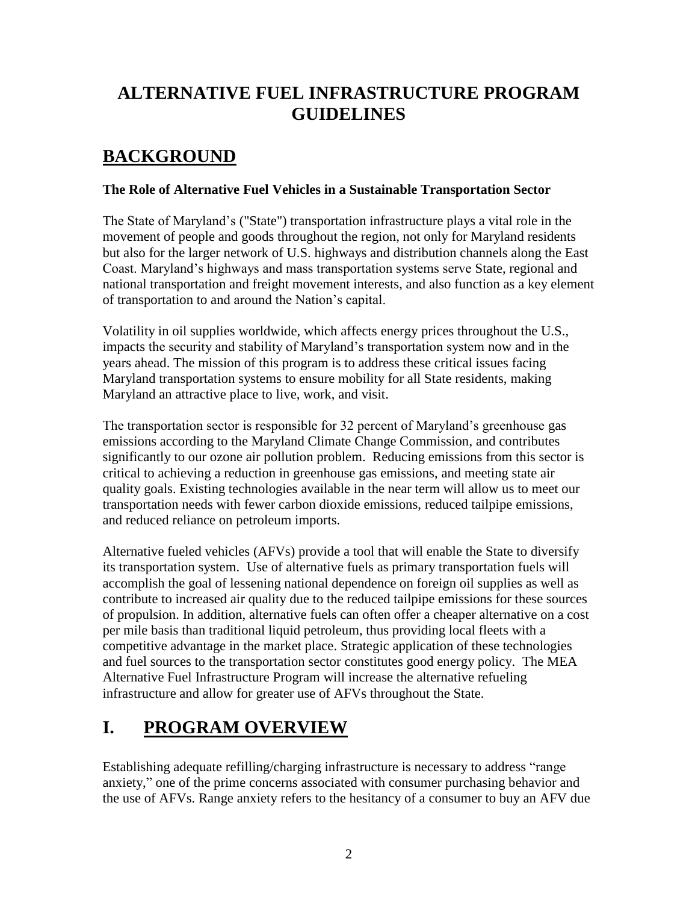# ALTERNATIVE FUEL INFRASTRUCTURE PROGRAM GUIDELINES

## BACKGROUND

### The Role of Alternative Fuel Vehicles in a Sustainable Transportation Sector

The State of Maryland's ("State") transportation infrastructure plays a vital role in the movement of people and goods throughout the region, not only for Maryland residents but also for the larger network of U.S. highways and distribution channels along the East Coast. Maryland's highways and mass transportation systems serve State, regional and national transportation and freight movement interests, and also function as a key element of transportation to and around the Nation's capital.

Volatility in oil supplies worldwide, which affects energy prices throughout the U.S., impacts the security and stability of Maryland's transportation system now and in the years ahead. The mission of this program is to address these critical issues facing Maryland transportation systems to ensure mobility for all State residents, making Maryland an attractive place to live, work, and visit.

The transportation sector is responsible for 32 percent of Maryland's greenhouse gas emissions according to the Maryland Climate Change Commission, and contributes significantly to our ozone air pollution problem. Reducing emissions from this sector is critical to achieving a reduction in greenhouse gas emissions, and meeting state air quality goals. Existing technologies available in the near term will allow us to meet our transportation needs with fewer carbon dioxide emissions, reduced tailpipe emissions, and reduced reliance on petroleum imports.

Alternative fueled vehicles (AFVs) provide a tool that will enable the State to diversify its transportation system. Use of alternative fuels as primary transportation fuels will accomplish the goal of lessening national dependence on foreign oil supplies as well as contribute to increased air quality due to the reduced tailpipe emissions for these sources of propulsion. In addition, alternative fuels can often offer a cheaper alternative on a cost per mile basis than traditional liquid petroleum, thus providing local fleets with a competitive advantage in the market place. Strategic application of these technologies and fuel sources to the transportation sector constitutes good energy policy. The MEA Alternative Fuel Infrastructure Program will increase the alternative refueling infrastructure and allow for greater use of AFVs throughout the State.

## I. PROGRAM OVERVIEW

Establishing adequate refilling/charging infrastructure is necessary to address "range anxiety," one of the prime concerns associated with consumer purchasing behavior and the use of AFVs. Range anxiety refers to the hesitancy of a consumer to buy an AFV due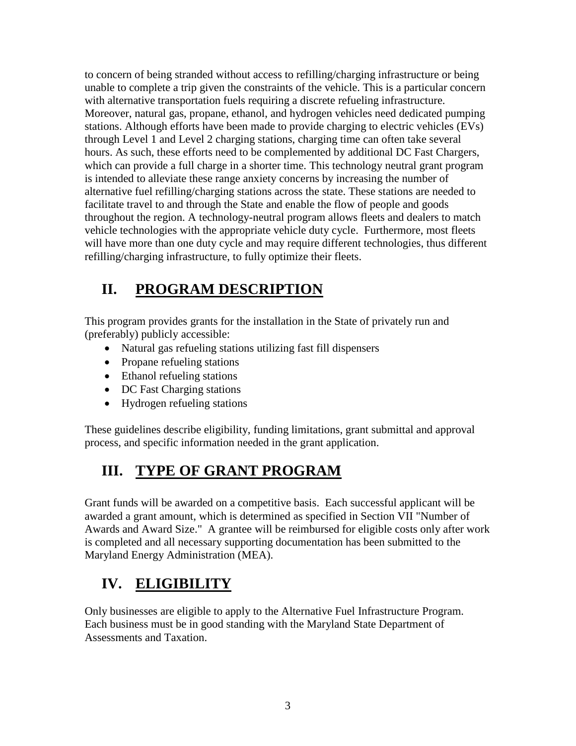to concern of being stranded without access to refilling/charging infrastructure or being unable to complete a trip given the constraints of the vehicle. This is a particular concern with alternative transportation fuels requiring a discrete refueling infrastructure. Moreover, natural gas, propane, ethanol, and hydrogen vehicles need dedicated pumping stations. Although efforts have been made to provide charging to electric vehicles (EVs) through Level 1 and Level 2 charging stations, charging time can often take several hours. As such, these efforts need to be complemented by additional DC Fast Chargers, which can provide a full charge in a shorter time. This technology neutral grant program is intended to alleviate these range anxiety concerns by increasing the number of alternative fuel refilling/charging stations across the state. These stations are needed to facilitate travel to and through the State and enable the flow of people and goods throughout the region. A technology-neutral program allows fleets and dealers to match vehicle technologies with the appropriate vehicle duty cycle. Furthermore, most fleets will have more than one duty cycle and may require different technologies, thus different refilling/charging infrastructure, to fully optimize their fleets.

## II. PROGRAM DESCRIPTION

This program provides grants for the installation in the State of privately run and (preferably) publicly accessible:

- Natural gas refueling stations utilizing fast fill dispensers
- Propane refueling stations
- Ethanol refueling stations
- DC Fast Charging stations
- Hydrogen refueling stations

These guidelines describe eligibility, funding limitations, grant submittal and approval process, and specific information needed in the grant application.

## III. TYPE OF GRANT PROGRAM

Grant funds will be awarded on a competitive basis. Each successful applicant will be awarded a grant amount, which is determined as specified in Section VII "Number of Awards and Award Size." A grantee will be reimbursed for eligible costs only after work is completed and all necessary supporting documentation has been submitted to the Maryland Energy Administration (MEA).

## IV. ELIGIBILITY

Only businesses are eligible to apply to the Alternative Fuel Infrastructure Program. Each business must be in good standing with the Maryland State Department of Assessments and Taxation.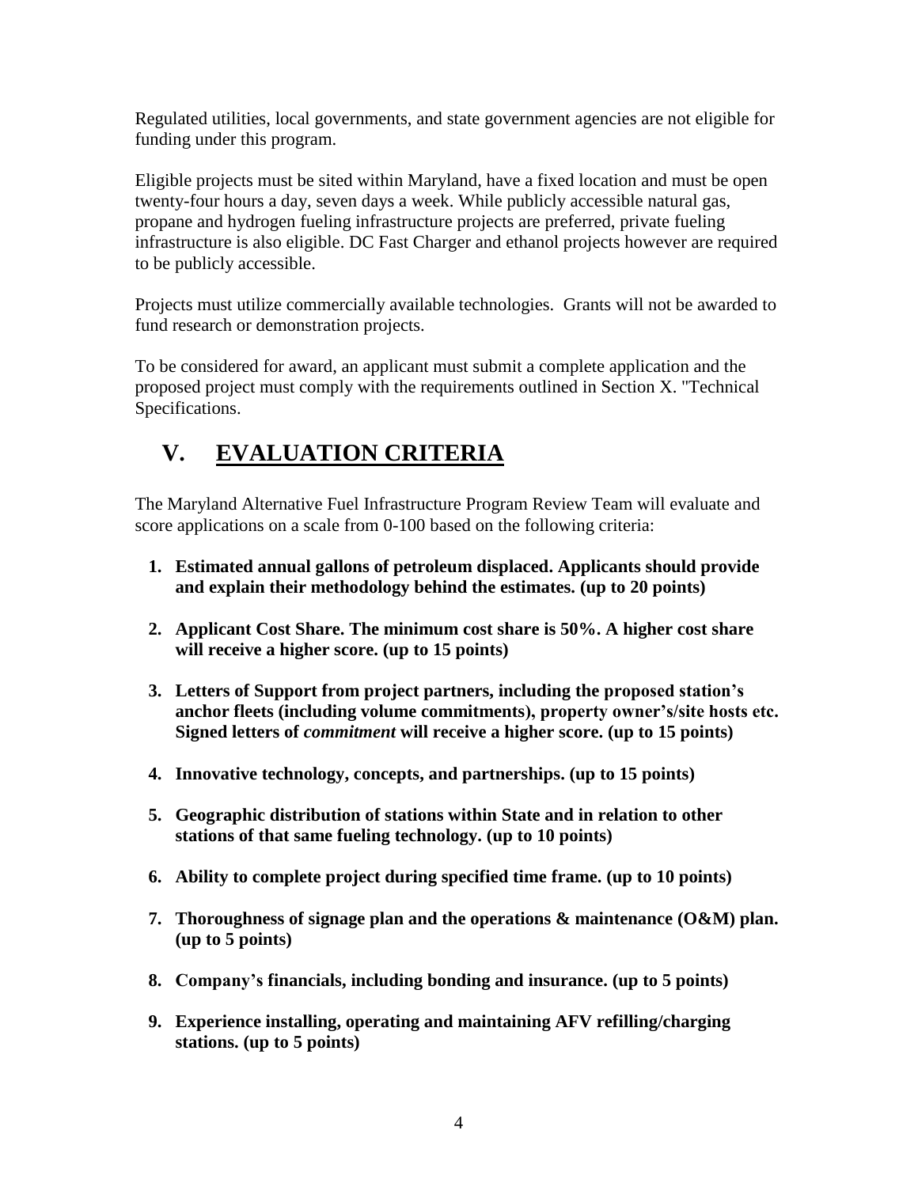Regulated utilities, local governments, and state government agencies are not eligible for funding under this program.

Eligible projects must be sited within Maryland, have a fixed location and must be open twenty-four hours a day, seven days a week. While publicly accessible natural gas, propane and hydrogen fueling infrastructure projects are preferred, private fueling infrastructure is also eligible. DC Fast Charger and ethanol projects however are required to be publicly accessible.

Projects must utilize commercially available technologies. Grants will not be awarded to fund research or demonstration projects.

To be considered for award, an applicant must submit a complete application and the proposed project must comply with the requirements outlined in Section X. "Technical Specifications.

# V. EVALUATION CRITERIA

The Maryland Alternative Fuel Infrastructure Program Review Team will evaluate and score applications on a scale from 0-100 based on the following criteria:

1. **Estimated annual gallons of petroleum displaced. Applicants should provide and explain their methodology behind the estimates. (up to 20 points)**

2. **Applicant Cost Share. The minimum cost share is 50%. A higher cost share will receive a higher score. (up to 15 points)**

3. **Letters of Support from project partners, including the proposed station's anchor fleets (including volume commitments), property owner's/site hosts etc. Signed letters of *commitment* will receive a higher score. (up to 15 points)**

4. **Innovative technology, concepts, and partnerships. (up to 15 points)**

5. **Geographic distribution of stations within State and in relation to other stations of that same fueling technology. (up to 10 points)**

6. **Ability to complete project during specified time frame. (up to 10 points)**

7. **Thoroughness of signage plan and the operations & maintenance (O&M) plan. (up to 5 points)**

8. **Company's financials, including bonding and insurance. (up to 5 points)**

9. **Experience installing, operating and maintaining AFV refilling/charging stations. (up to 5 points)**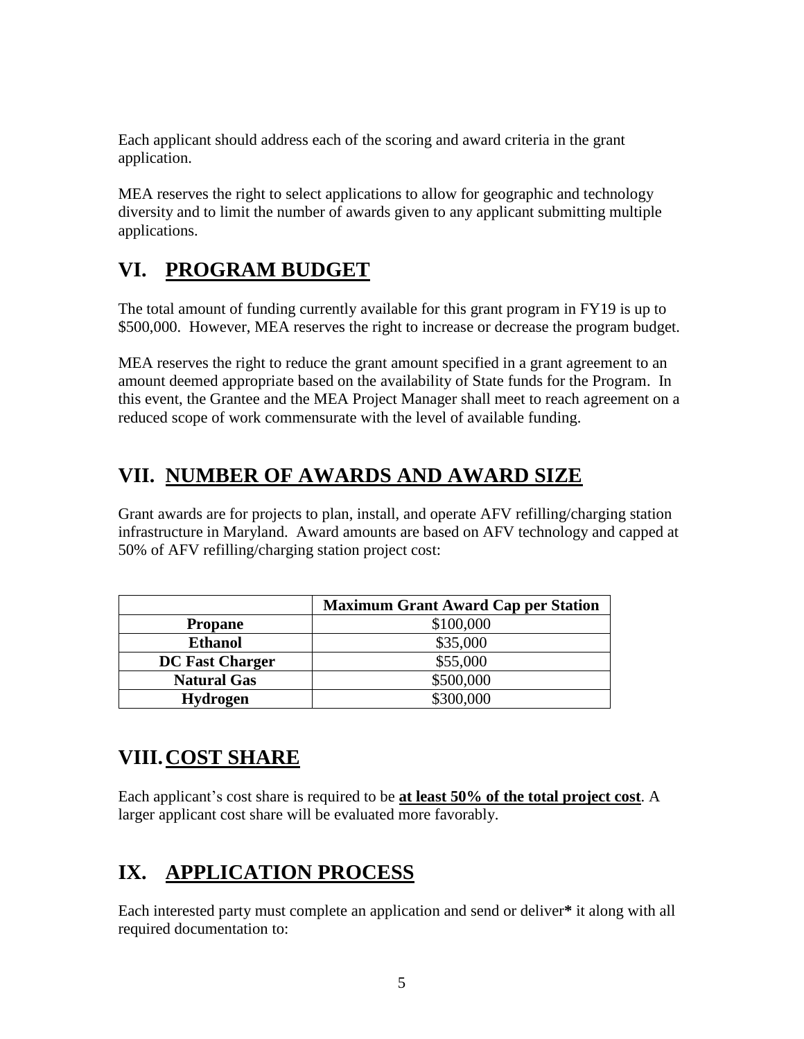Each applicant should address each of the scoring and award criteria in the grant application.

MEA reserves the right to select applications to allow for geographic and technology diversity and to limit the number of awards given to any applicant submitting multiple applications.

## VI. PROGRAM BUDGET

The total amount of funding currently available for this grant program in FY19 is up to $500,000. However, MEA reserves the right to increase or decrease the program budget.

MEA reserves the right to reduce the grant amount specified in a grant agreement to an amount deemed appropriate based on the availability of State funds for the Program. In this event, the Grantee and the MEA Project Manager shall meet to reach agreement on a reduced scope of work commensurate with the level of available funding.

## VII. NUMBER OF AWARDS AND AWARD SIZE

Grant awards are for projects to plan, install, and operate AFV refilling/charging station infrastructure in Maryland. Award amounts are based on AFV technology and capped at 50% of AFV refilling/charging station project cost:

| | **Maximum Grant Award Cap per Station** |
|---|---|
| **Propane** | $100,000 |
| **Ethanol** | $35,000 |
| **DC Fast Charger** | $55,000 |
| **Natural Gas** | $500,000 |
| **Hydrogen** | $300,000 |

## VIII. COST SHARE

Each applicant's cost share is required to be **at least 50% of the total project cost**. A larger applicant cost share will be evaluated more favorably.

## IX. APPLICATION PROCESS

Each interested party must complete an application and send or deliver* it along with all required documentation to: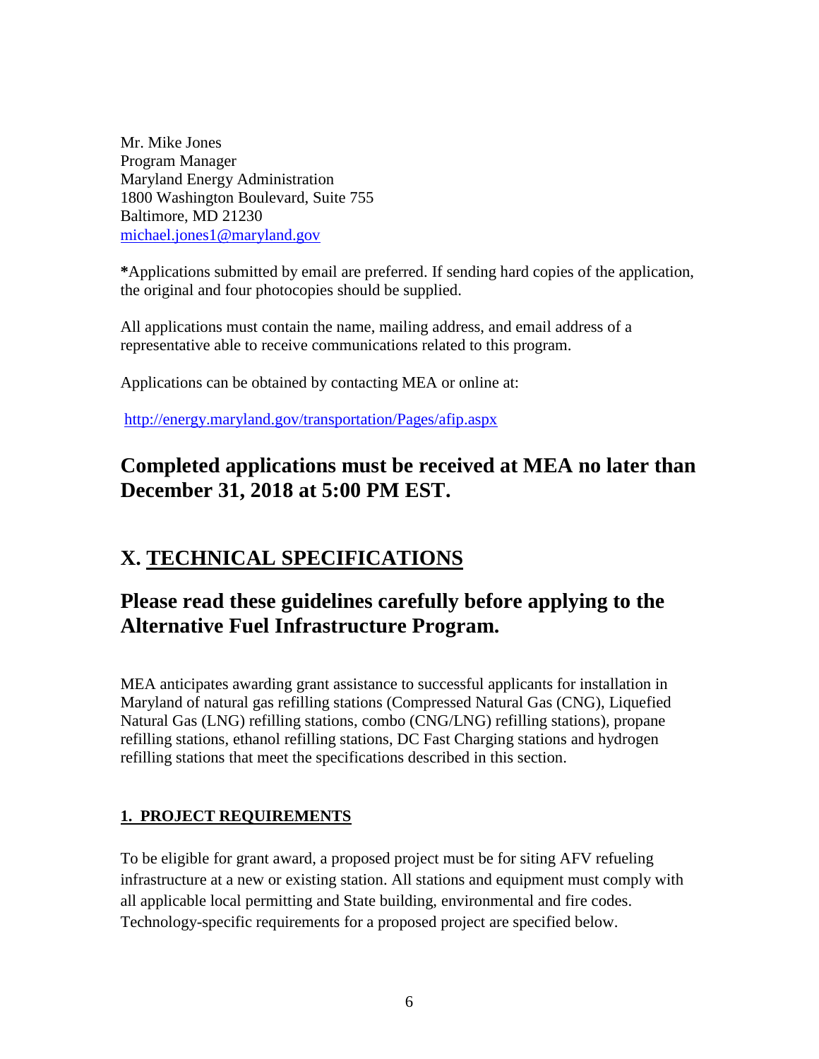Mr. Mike Jones
Program Manager
Maryland Energy Administration
1800 Washington Boulevard, Suite 755
Baltimore, MD 21230
michael.jones1@maryland.gov

**\***Applications submitted by email are preferred. If sending hard copies of the application, the original and four photocopies should be supplied.

All applications must contain the name, mailing address, and email address of a representative able to receive communications related to this program.

Applications can be obtained by contacting MEA or online at:

http://energy.maryland.gov/transportation/Pages/afip.aspx

## Completed applications must be received at MEA no later than December 31, 2018 at 5:00 PM EST.

## X. TECHNICAL SPECIFICATIONS

## Please read these guidelines carefully before applying to the Alternative Fuel Infrastructure Program.

MEA anticipates awarding grant assistance to successful applicants for installation in Maryland of natural gas refilling stations (Compressed Natural Gas (CNG), Liquefied Natural Gas (LNG) refilling stations, combo (CNG/LNG) refilling stations), propane refilling stations, ethanol refilling stations, DC Fast Charging stations and hydrogen refilling stations that meet the specifications described in this section.

### 1. PROJECT REQUIREMENTS

To be eligible for grant award, a proposed project must be for siting AFV refueling infrastructure at a new or existing station. All stations and equipment must comply with all applicable local permitting and State building, environmental and fire codes. Technology-specific requirements for a proposed project are specified below.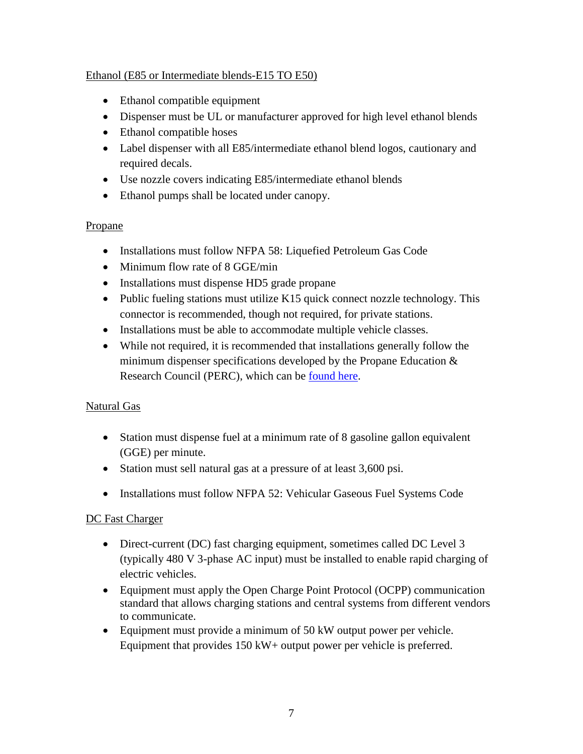Ethanol (E85 or Intermediate blends-E15 TO E50)

- Ethanol compatible equipment
- Dispenser must be UL or manufacturer approved for high level ethanol blends
- Ethanol compatible hoses
- Label dispenser with all E85/intermediate ethanol blend logos, cautionary and required decals.
- Use nozzle covers indicating E85/intermediate ethanol blends
- Ethanol pumps shall be located under canopy.

Propane

- Installations must follow NFPA 58: Liquefied Petroleum Gas Code
- Minimum flow rate of 8 GGE/min
- Installations must dispense HD5 grade propane
- Public fueling stations must utilize K15 quick connect nozzle technology. This connector is recommended, though not required, for private stations.
- Installations must be able to accommodate multiple vehicle classes.
- While not required, it is recommended that installations generally follow the minimum dispenser specifications developed by the Propane Education & Research Council (PERC), which can be found here.

Natural Gas

- Station must dispense fuel at a minimum rate of 8 gasoline gallon equivalent (GGE) per minute.
- Station must sell natural gas at a pressure of at least 3,600 psi.
- Installations must follow NFPA 52: Vehicular Gaseous Fuel Systems Code

DC Fast Charger

- Direct-current (DC) fast charging equipment, sometimes called DC Level 3 (typically 480 V 3-phase AC input) must be installed to enable rapid charging of electric vehicles.
- Equipment must apply the Open Charge Point Protocol (OCPP) communication standard that allows charging stations and central systems from different vendors to communicate.
- Equipment must provide a minimum of 50 kW output power per vehicle. Equipment that provides 150 kW+ output power per vehicle is preferred.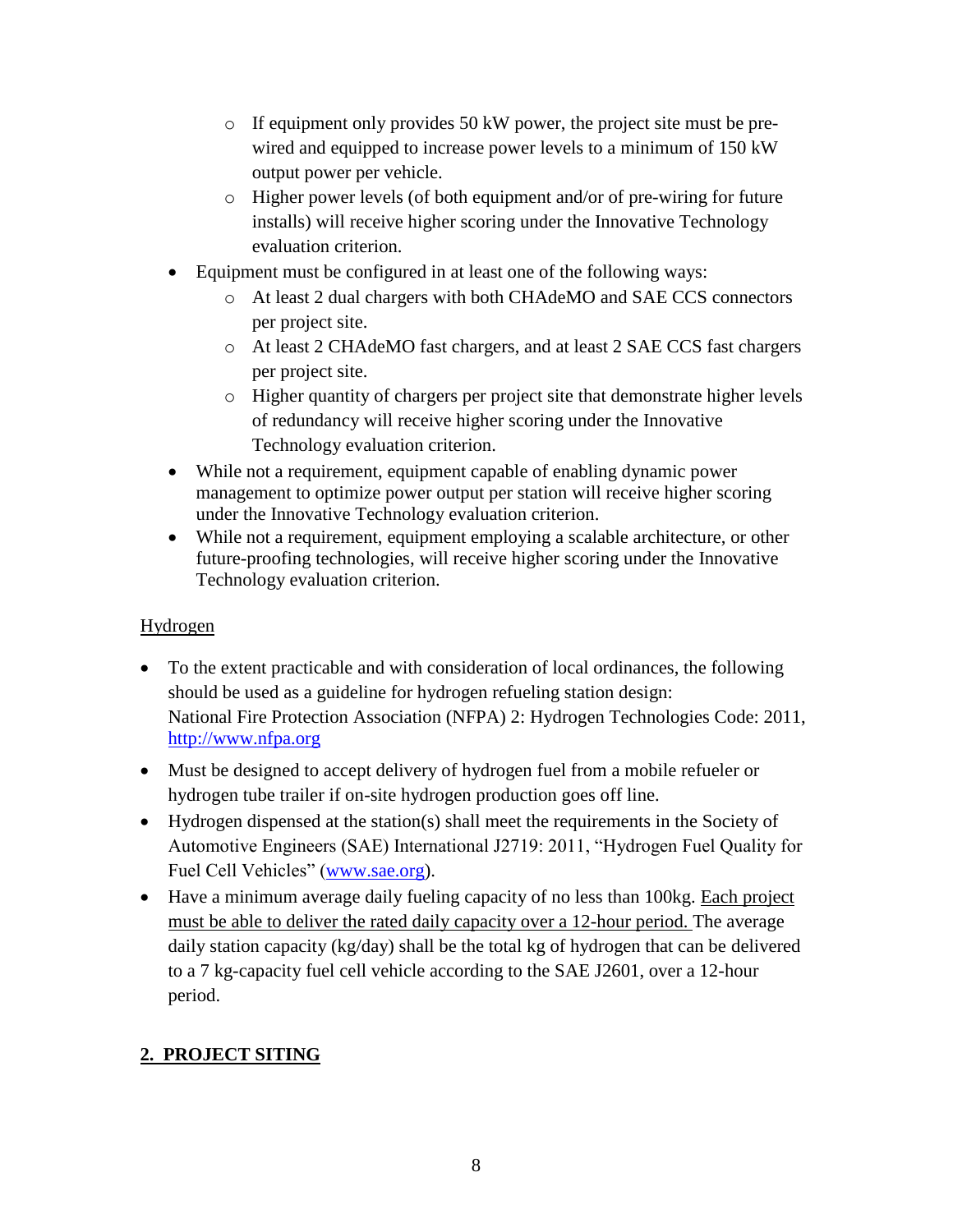- If equipment only provides 50 kW power, the project site must be pre-wired and equipped to increase power levels to a minimum of 150 kW output power per vehicle.
    - Higher power levels (of both equipment and/or of pre-wiring for future installs) will receive higher scoring under the Innovative Technology evaluation criterion.
- Equipment must be configured in at least one of the following ways:
    - At least 2 dual chargers with both CHAdeMO and SAE CCS connectors per project site.
    - At least 2 CHAdeMO fast chargers, and at least 2 SAE CCS fast chargers per project site.
    - Higher quantity of chargers per project site that demonstrate higher levels of redundancy will receive higher scoring under the Innovative Technology evaluation criterion.
- While not a requirement, equipment capable of enabling dynamic power management to optimize power output per station will receive higher scoring under the Innovative Technology evaluation criterion.
- While not a requirement, equipment employing a scalable architecture, or other future-proofing technologies, will receive higher scoring under the Innovative Technology evaluation criterion.

<u>Hydrogen</u>

- To the extent practicable and with consideration of local ordinances, the following should be used as a guideline for hydrogen refueling station design: National Fire Protection Association (NFPA) 2: Hydrogen Technologies Code: 2011, http://www.nfpa.org
- Must be designed to accept delivery of hydrogen fuel from a mobile refueler or hydrogen tube trailer if on-site hydrogen production goes off line.
- Hydrogen dispensed at the station(s) shall meet the requirements in the Society of Automotive Engineers (SAE) International J2719: 2011, "Hydrogen Fuel Quality for Fuel Cell Vehicles" (www.sae.org).
- Have a minimum average daily fueling capacity of no less than 100kg. <u>Each project must be able to deliver the rated daily capacity over a 12-hour period.</u> The average daily station capacity (kg/day) shall be the total kg of hydrogen that can be delivered to a 7 kg-capacity fuel cell vehicle according to the SAE J2601, over a 12-hour period.

## <u>2. PROJECT SITING</u>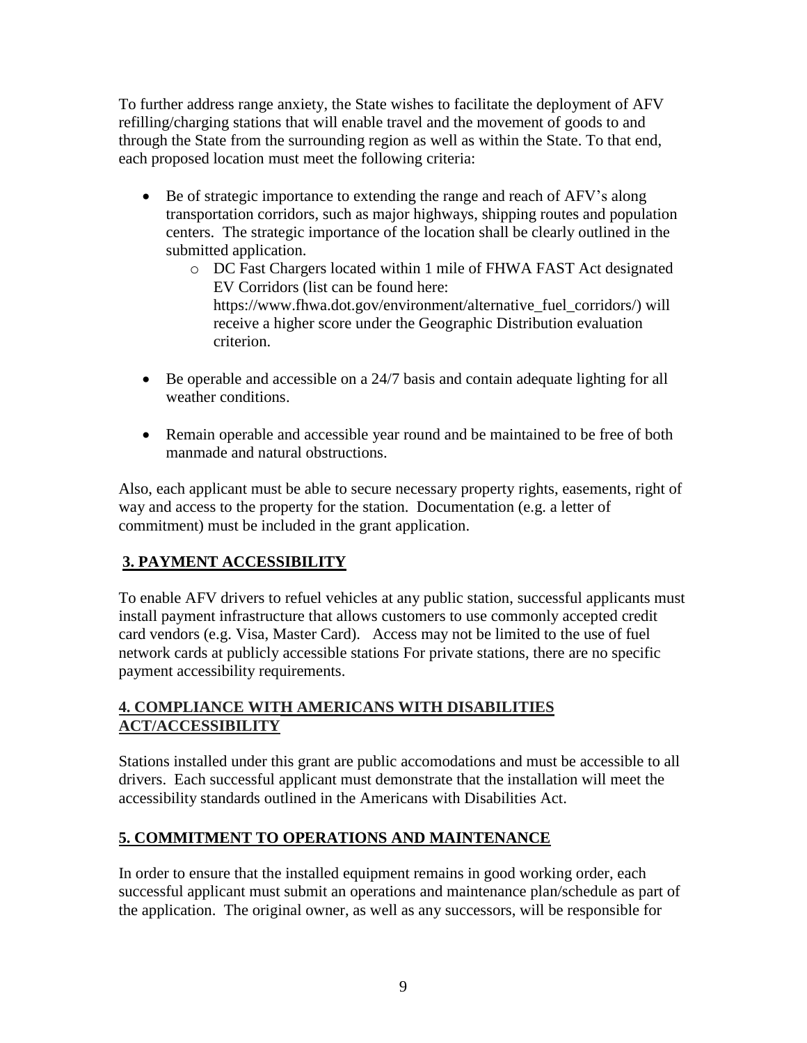To further address range anxiety, the State wishes to facilitate the deployment of AFV refilling/charging stations that will enable travel and the movement of goods to and through the State from the surrounding region as well as within the State. To that end, each proposed location must meet the following criteria:

- Be of strategic importance to extending the range and reach of AFV's along transportation corridors, such as major highways, shipping routes and population centers. The strategic importance of the location shall be clearly outlined in the submitted application.
    - DC Fast Chargers located within 1 mile of FHWA FAST Act designated EV Corridors (list can be found here: https://www.fhwa.dot.gov/environment/alternative_fuel_corridors/) will receive a higher score under the Geographic Distribution evaluation criterion.
- Be operable and accessible on a 24/7 basis and contain adequate lighting for all weather conditions.
- Remain operable and accessible year round and be maintained to be free of both manmade and natural obstructions.

Also, each applicant must be able to secure necessary property rights, easements, right of way and access to the property for the station. Documentation (e.g. a letter of commitment) must be included in the grant application.

## 3. PAYMENT ACCESSIBILITY

To enable AFV drivers to refuel vehicles at any public station, successful applicants must install payment infrastructure that allows customers to use commonly accepted credit card vendors (e.g. Visa, Master Card). Access may not be limited to the use of fuel network cards at publicly accessible stations For private stations, there are no specific payment accessibility requirements.

## 4. COMPLIANCE WITH AMERICANS WITH DISABILITIES ACT/ACCESSIBILITY

Stations installed under this grant are public accomodations and must be accessible to all drivers. Each successful applicant must demonstrate that the installation will meet the accessibility standards outlined in the Americans with Disabilities Act.

## 5. COMMITMENT TO OPERATIONS AND MAINTENANCE

In order to ensure that the installed equipment remains in good working order, each successful applicant must submit an operations and maintenance plan/schedule as part of the application. The original owner, as well as any successors, will be responsible for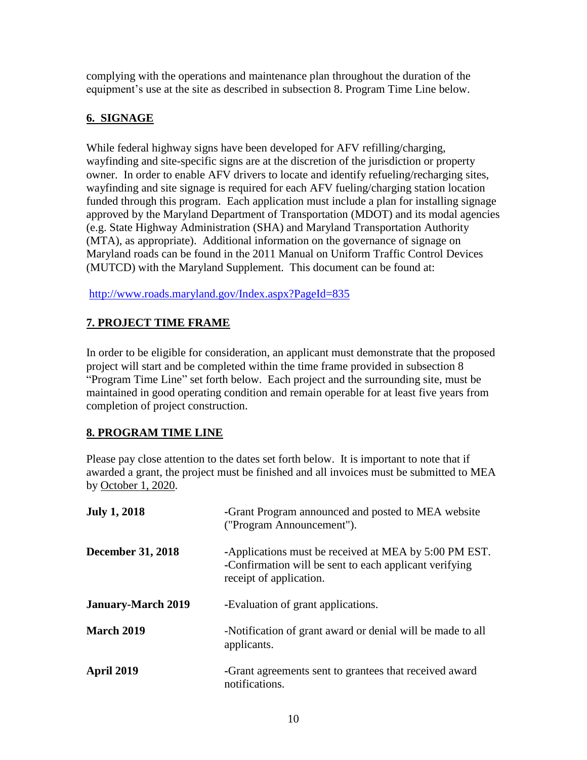complying with the operations and maintenance plan throughout the duration of the equipment's use at the site as described in subsection 8. Program Time Line below.

## 6. SIGNAGE

While federal highway signs have been developed for AFV refilling/charging, wayfinding and site-specific signs are at the discretion of the jurisdiction or property owner. In order to enable AFV drivers to locate and identify refueling/recharging sites, wayfinding and site signage is required for each AFV fueling/charging station location funded through this program. Each application must include a plan for installing signage approved by the Maryland Department of Transportation (MDOT) and its modal agencies (e.g. State Highway Administration (SHA) and Maryland Transportation Authority (MTA), as appropriate). Additional information on the governance of signage on Maryland roads can be found in the 2011 Manual on Uniform Traffic Control Devices (MUTCD) with the Maryland Supplement. This document can be found at:

http://www.roads.maryland.gov/Index.aspx?PageId=835

## 7. PROJECT TIME FRAME

In order to be eligible for consideration, an applicant must demonstrate that the proposed project will start and be completed within the time frame provided in subsection 8 "Program Time Line" set forth below. Each project and the surrounding site, must be maintained in good operating condition and remain operable for at least five years from completion of project construction.

## 8. PROGRAM TIME LINE

Please pay close attention to the dates set forth below. It is important to note that if awarded a grant, the project must be finished and all invoices must be submitted to MEA by October 1, 2020.

| | |
|---|---|
| **July 1, 2018** | -Grant Program announced and posted to MEA website ("Program Announcement"). |
| **December 31, 2018** | -Applications must be received at MEA by 5:00 PM EST.<br>-Confirmation will be sent to each applicant verifying receipt of application. |
| **January-March 2019** | -Evaluation of grant applications. |
| **March 2019** | -Notification of grant award or denial will be made to all applicants. |
| **April 2019** | -Grant agreements sent to grantees that received award notifications. |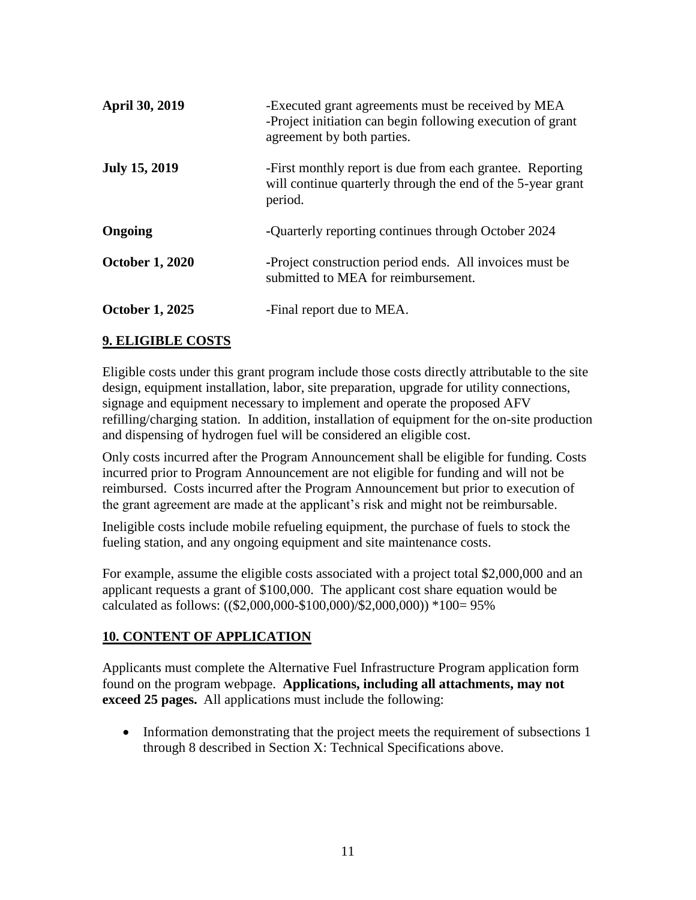| | |
|---|---|
| **April 30, 2019** | -Executed grant agreements must be received by MEA<br>-Project initiation can begin following execution of grant agreement by both parties. |
| **July 15, 2019** | -First monthly report is due from each grantee. Reporting will continue quarterly through the end of the 5-year grant period. |
| **Ongoing** | -Quarterly reporting continues through October 2024 |
| **October 1, 2020** | -Project construction period ends. All invoices must be submitted to MEA for reimbursement. |
| **October 1, 2025** | -Final report due to MEA. |

## 9. ELIGIBLE COSTS

Eligible costs under this grant program include those costs directly attributable to the site design, equipment installation, labor, site preparation, upgrade for utility connections, signage and equipment necessary to implement and operate the proposed AFV refilling/charging station. In addition, installation of equipment for the on-site production and dispensing of hydrogen fuel will be considered an eligible cost.

Only costs incurred after the Program Announcement shall be eligible for funding. Costs incurred prior to Program Announcement are not eligible for funding and will not be reimbursed. Costs incurred after the Program Announcement but prior to execution of the grant agreement are made at the applicant's risk and might not be reimbursable.

Ineligible costs include mobile refueling equipment, the purchase of fuels to stock the fueling station, and any ongoing equipment and site maintenance costs.

For example, assume the eligible costs associated with a project total $2,000,000 and an applicant requests a grant of $100,000. The applicant cost share equation would be calculated as follows: (($2,000,000-$100,000)/$2,000,000)) *100= 95%

## 10. CONTENT OF APPLICATION

Applicants must complete the Alternative Fuel Infrastructure Program application form found on the program webpage. **Applications, including all attachments, may not exceed 25 pages.** All applications must include the following:

- Information demonstrating that the project meets the requirement of subsections 1 through 8 described in Section X: Technical Specifications above.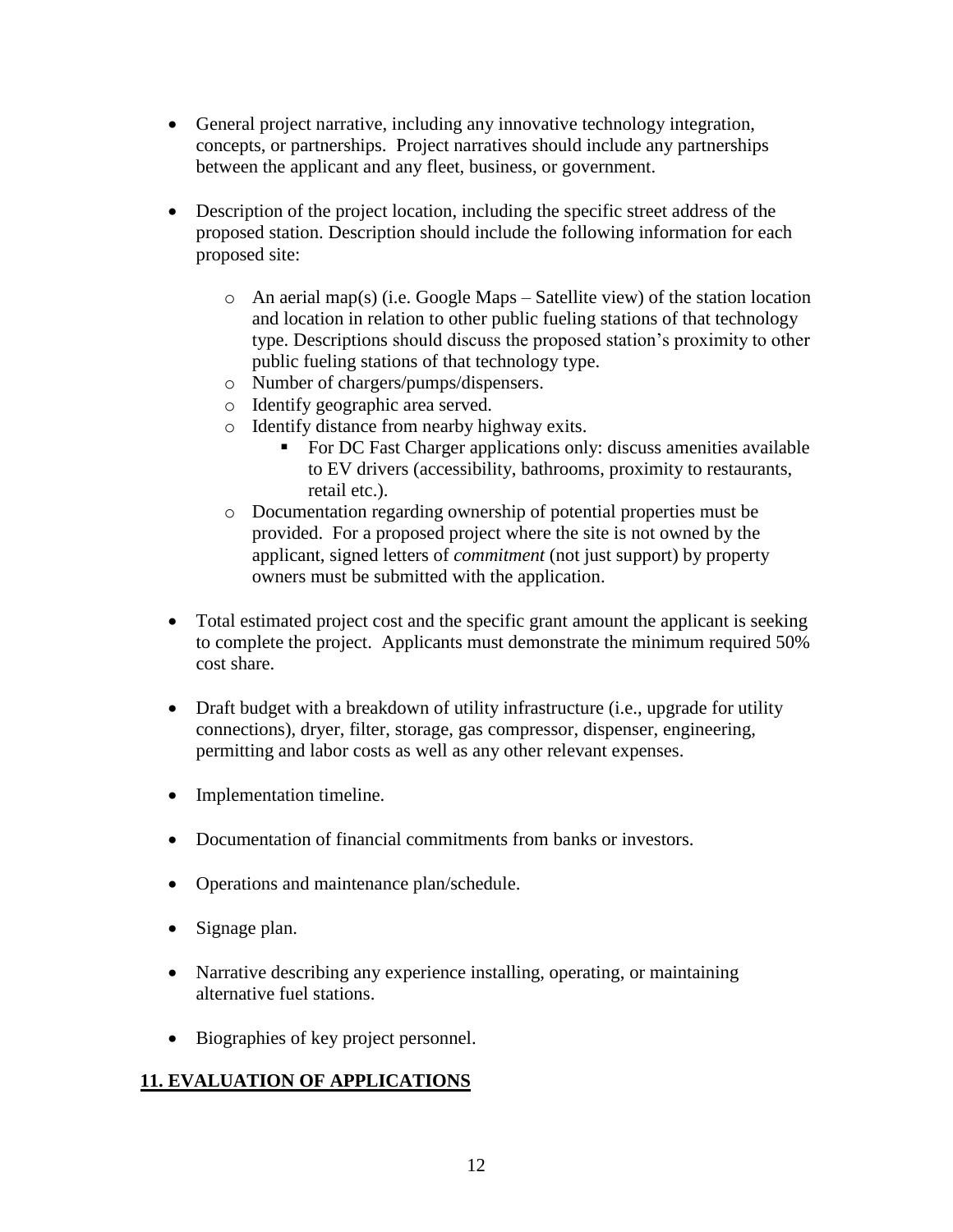- General project narrative, including any innovative technology integration, concepts, or partnerships. Project narratives should include any partnerships between the applicant and any fleet, business, or government.

- Description of the project location, including the specific street address of the proposed station. Description should include the following information for each proposed site:

  - An aerial map(s) (i.e. Google Maps – Satellite view) of the station location and location in relation to other public fueling stations of that technology type. Descriptions should discuss the proposed station's proximity to other public fueling stations of that technology type.
  - Number of chargers/pumps/dispensers.
  - Identify geographic area served.
  - Identify distance from nearby highway exits.
    - For DC Fast Charger applications only: discuss amenities available to EV drivers (accessibility, bathrooms, proximity to restaurants, retail etc.).
  - Documentation regarding ownership of potential properties must be provided. For a proposed project where the site is not owned by the applicant, signed letters of *commitment* (not just support) by property owners must be submitted with the application.

- Total estimated project cost and the specific grant amount the applicant is seeking to complete the project. Applicants must demonstrate the minimum required 50% cost share.

- Draft budget with a breakdown of utility infrastructure (i.e., upgrade for utility connections), dryer, filter, storage, gas compressor, dispenser, engineering, permitting and labor costs as well as any other relevant expenses.

- Implementation timeline.

- Documentation of financial commitments from banks or investors.

- Operations and maintenance plan/schedule.

- Signage plan.

- Narrative describing any experience installing, operating, or maintaining alternative fuel stations.

- Biographies of key project personnel.

## 11. EVALUATION OF APPLICATIONS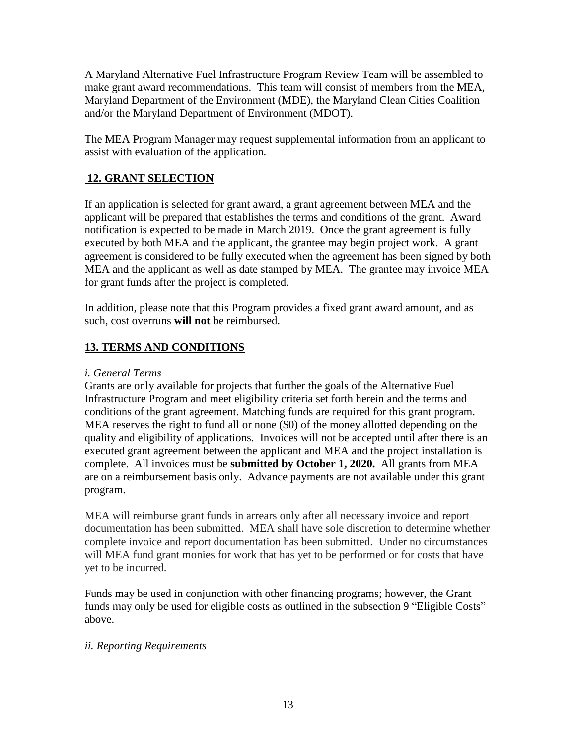A Maryland Alternative Fuel Infrastructure Program Review Team will be assembled to make grant award recommendations. This team will consist of members from the MEA, Maryland Department of the Environment (MDE), the Maryland Clean Cities Coalition and/or the Maryland Department of Environment (MDOT).

The MEA Program Manager may request supplemental information from an applicant to assist with evaluation of the application.

## 12. GRANT SELECTION

If an application is selected for grant award, a grant agreement between MEA and the applicant will be prepared that establishes the terms and conditions of the grant. Award notification is expected to be made in March 2019. Once the grant agreement is fully executed by both MEA and the applicant, the grantee may begin project work. A grant agreement is considered to be fully executed when the agreement has been signed by both MEA and the applicant as well as date stamped by MEA. The grantee may invoice MEA for grant funds after the project is completed.

In addition, please note that this Program provides a fixed grant award amount, and as such, cost overruns **will not** be reimbursed.

## 13. TERMS AND CONDITIONS

### *i. General Terms*

Grants are only available for projects that further the goals of the Alternative Fuel Infrastructure Program and meet eligibility criteria set forth herein and the terms and conditions of the grant agreement. Matching funds are required for this grant program. MEA reserves the right to fund all or none ($0) of the money allotted depending on the quality and eligibility of applications. Invoices will not be accepted until after there is an executed grant agreement between the applicant and MEA and the project installation is complete. All invoices must be **submitted by October 1, 2020.** All grants from MEA are on a reimbursement basis only. Advance payments are not available under this grant program.

MEA will reimburse grant funds in arrears only after all necessary invoice and report documentation has been submitted. MEA shall have sole discretion to determine whether complete invoice and report documentation has been submitted. Under no circumstances will MEA fund grant monies for work that has yet to be performed or for costs that have yet to be incurred.

Funds may be used in conjunction with other financing programs; however, the Grant funds may only be used for eligible costs as outlined in the subsection 9 "Eligible Costs" above.

### *ii. Reporting Requirements*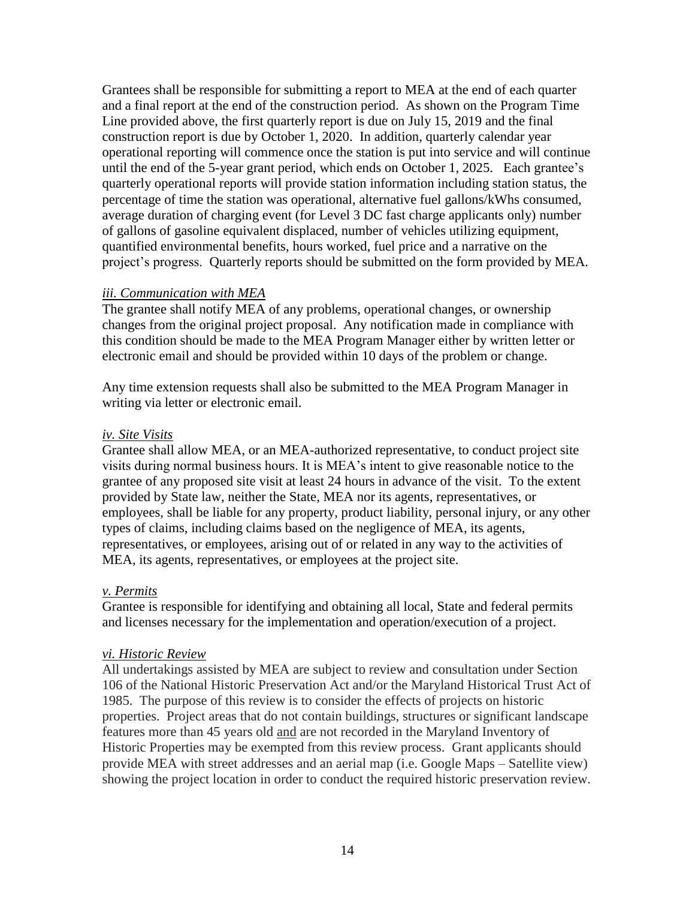Grantees shall be responsible for submitting a report to MEA at the end of each quarter and a final report at the end of the construction period. As shown on the Program Time Line provided above, the first quarterly report is due on July 15, 2019 and the final construction report is due by October 1, 2020. In addition, quarterly calendar year operational reporting will commence once the station is put into service and will continue until the end of the 5-year grant period, which ends on October 1, 2025. Each grantee's quarterly operational reports will provide station information including station status, the percentage of time the station was operational, alternative fuel gallons/kWhs consumed, average duration of charging event (for Level 3 DC fast charge applicants only) number of gallons of gasoline equivalent displaced, number of vehicles utilizing equipment, quantified environmental benefits, hours worked, fuel price and a narrative on the project's progress. Quarterly reports should be submitted on the form provided by MEA.

*iii. Communication with MEA*

The grantee shall notify MEA of any problems, operational changes, or ownership changes from the original project proposal. Any notification made in compliance with this condition should be made to the MEA Program Manager either by written letter or electronic email and should be provided within 10 days of the problem or change.

Any time extension requests shall also be submitted to the MEA Program Manager in writing via letter or electronic email.

*iv. Site Visits*

Grantee shall allow MEA, or an MEA-authorized representative, to conduct project site visits during normal business hours. It is MEA's intent to give reasonable notice to the grantee of any proposed site visit at least 24 hours in advance of the visit. To the extent provided by State law, neither the State, MEA nor its agents, representatives, or employees, shall be liable for any property, product liability, personal injury, or any other types of claims, including claims based on the negligence of MEA, its agents, representatives, or employees, arising out of or related in any way to the activities of MEA, its agents, representatives, or employees at the project site.

*v. Permits*

Grantee is responsible for identifying and obtaining all local, State and federal permits and licenses necessary for the implementation and operation/execution of a project.

*vi. Historic Review*

All undertakings assisted by MEA are subject to review and consultation under Section 106 of the National Historic Preservation Act and/or the Maryland Historical Trust Act of 1985. The purpose of this review is to consider the effects of projects on historic properties. Project areas that do not contain buildings, structures or significant landscape features more than 45 years old <u>and</u> are not recorded in the Maryland Inventory of Historic Properties may be exempted from this review process. Grant applicants should provide MEA with street addresses and an aerial map (i.e. Google Maps – Satellite view) showing the project location in order to conduct the required historic preservation review.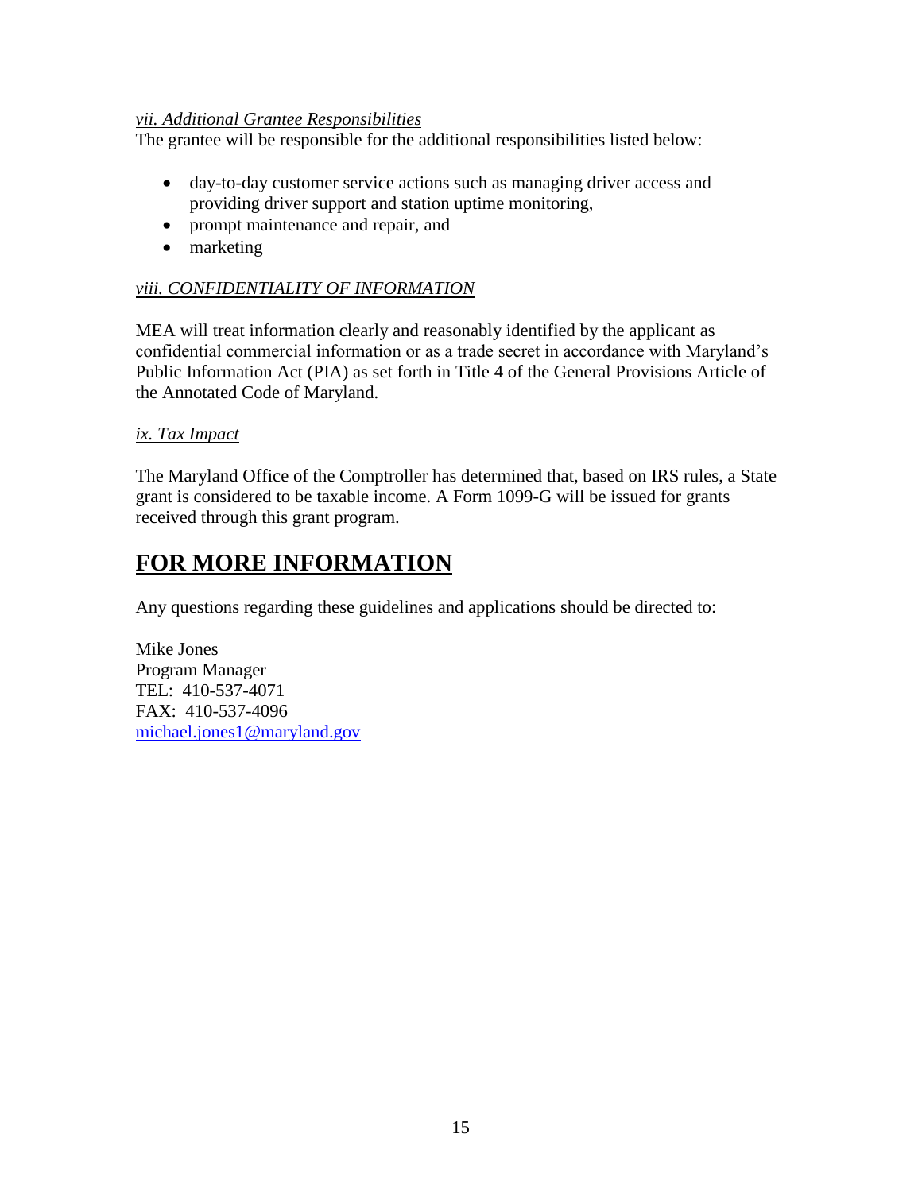*vii. Additional Grantee Responsibilities*

The grantee will be responsible for the additional responsibilities listed below:

- day-to-day customer service actions such as managing driver access and providing driver support and station uptime monitoring,
- prompt maintenance and repair, and
- marketing

*viii. CONFIDENTIALITY OF INFORMATION*

MEA will treat information clearly and reasonably identified by the applicant as confidential commercial information or as a trade secret in accordance with Maryland's Public Information Act (PIA) as set forth in Title 4 of the General Provisions Article of the Annotated Code of Maryland.

*ix. Tax Impact*

The Maryland Office of the Comptroller has determined that, based on IRS rules, a State grant is considered to be taxable income. A Form 1099-G will be issued for grants received through this grant program.

# FOR MORE INFORMATION

Any questions regarding these guidelines and applications should be directed to:

Mike Jones
Program Manager
TEL: 410-537-4071
FAX: 410-537-4096
michael.jones1@maryland.gov